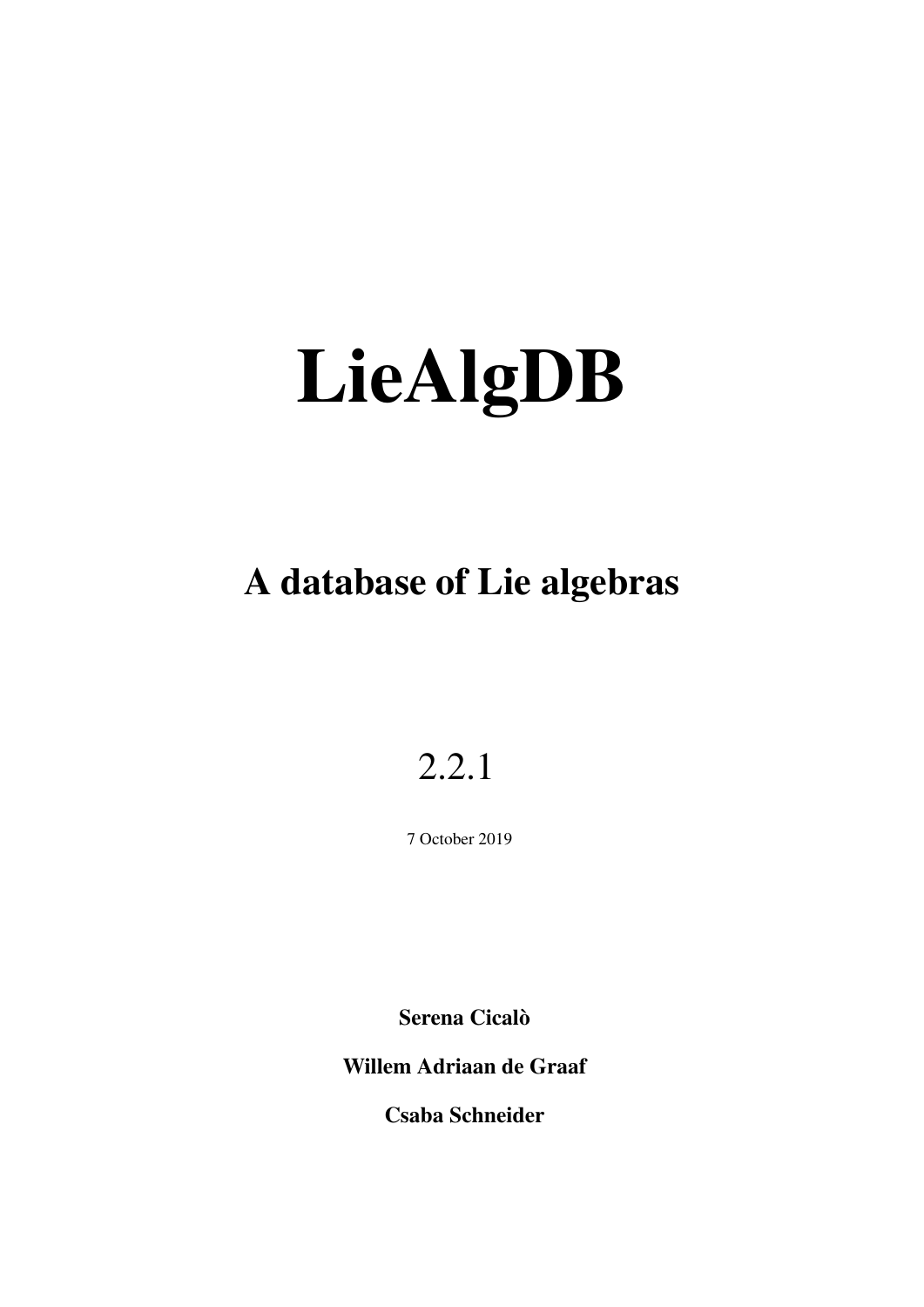# LieAlgDB

## A database of Lie algebras

2.2.1

7 October 2019

**Serena Cicalò**

**Willem Adriaan de Graaf**

**Csaba Schneider**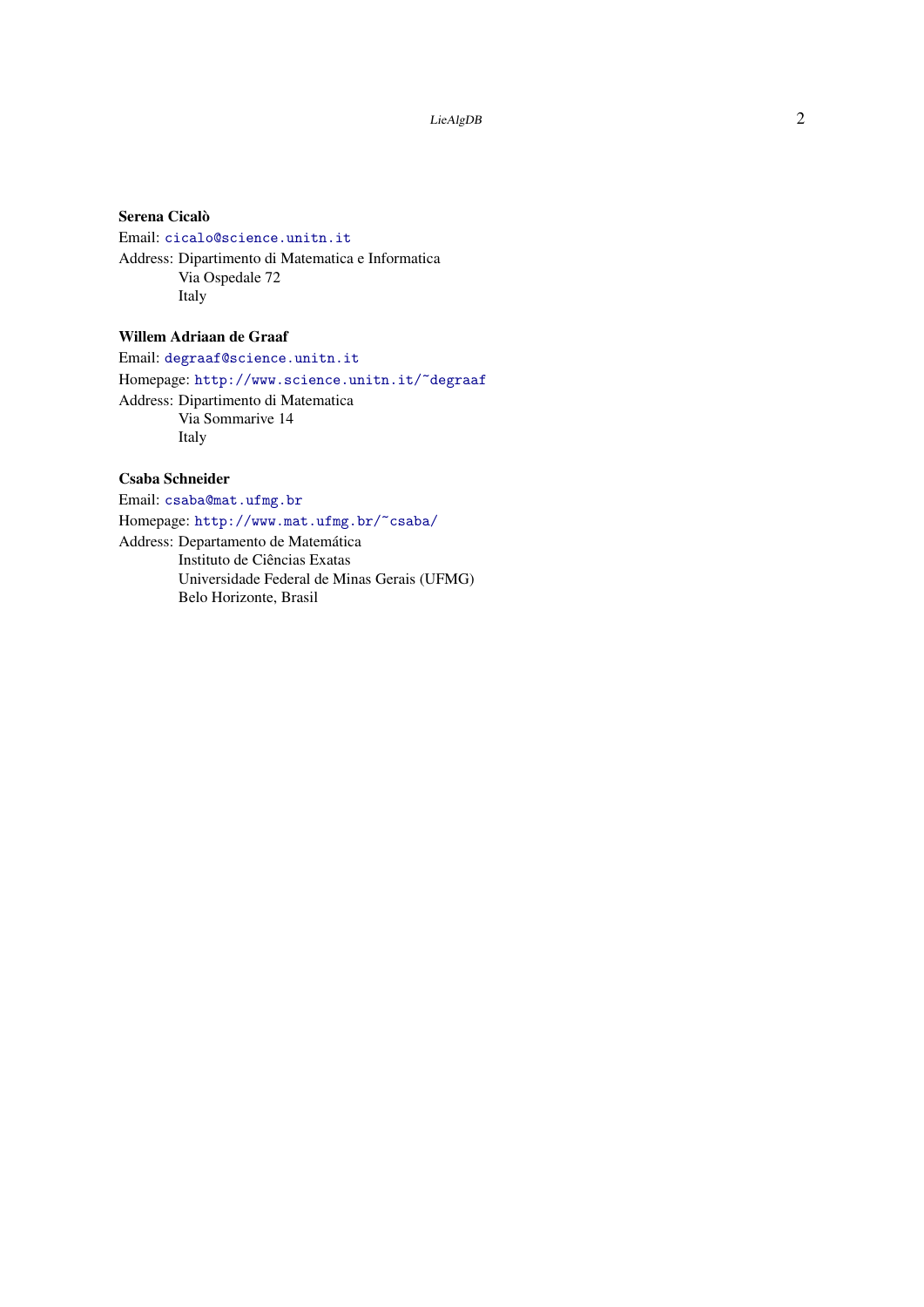**Serena Cicalò**

Email: cicalo@science.unitn.it

Address: Dipartimento di Matematica e Informatica
Via Ospedale 72
Italy

**Willem Adriaan de Graaf**

Email: degraaf@science.unitn.it

Homepage: http://www.science.unitn.it/~degraaf

Address: Dipartimento di Matematica
Via Sommarive 14
Italy

**Csaba Schneider**

Email: csaba@mat.ufmg.br

Homepage: http://www.mat.ufmg.br/~csaba/

Address: Departamento de Matemática
Instituto de Ciências Exatas
Universidade Federal de Minas Gerais (UFMG)
Belo Horizonte, Brasil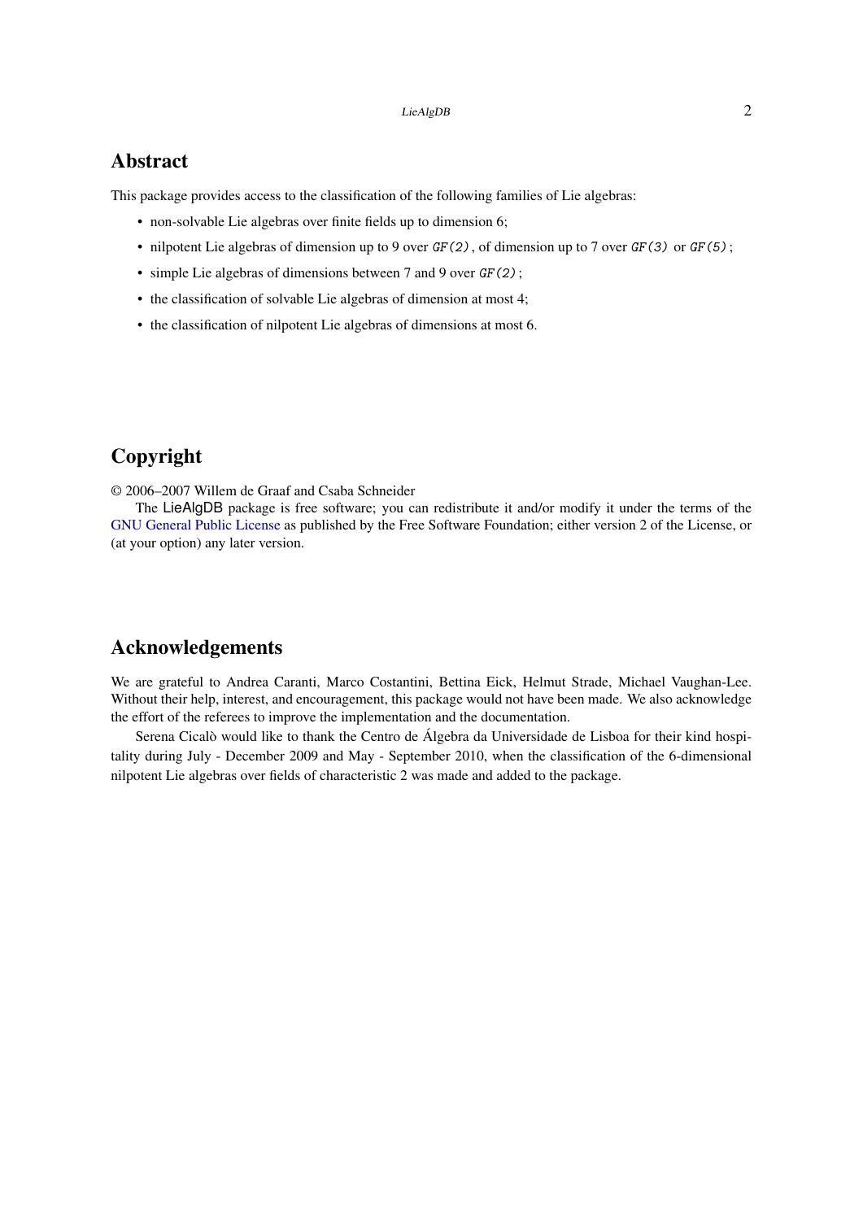## Abstract

This package provides access to the classification of the following families of Lie algebras:

- non-solvable Lie algebras over finite fields up to dimension 6;
- nilpotent Lie algebras of dimension up to 9 over `GF(2)`, of dimension up to 7 over `GF(3)` or `GF(5)`;
- simple Lie algebras of dimensions between 7 and 9 over `GF(2)`;
- the classification of solvable Lie algebras of dimension at most 4;
- the classification of nilpotent Lie algebras of dimensions at most 6.

## Copyright

© 2006–2007 Willem de Graaf and Csaba Schneider

The LieAlgDB package is free software; you can redistribute it and/or modify it under the terms of the GNU General Public License as published by the Free Software Foundation; either version 2 of the License, or (at your option) any later version.

## Acknowledgements

We are grateful to Andrea Caranti, Marco Costantini, Bettina Eick, Helmut Strade, Michael Vaughan-Lee. Without their help, interest, and encouragement, this package would not have been made. We also acknowledge the effort of the referees to improve the implementation and the documentation.

Serena Cicalò would like to thank the Centro de Álgebra da Universidade de Lisboa for their kind hospitality during July - December 2009 and May - September 2010, when the classification of the 6-dimensional nilpotent Lie algebras over fields of characteristic 2 was made and added to the package.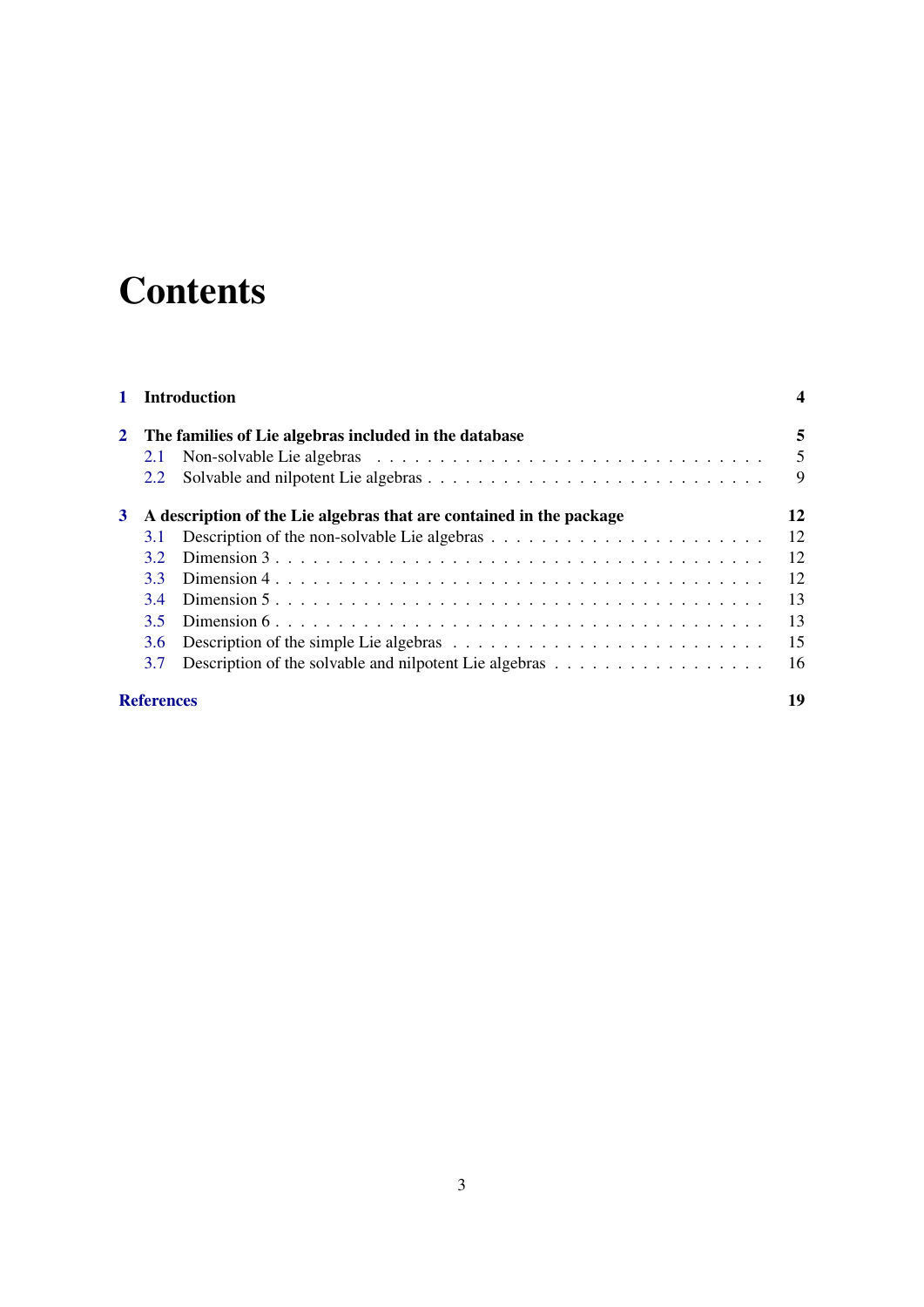# Contents

- **1 Introduction** — **4**
- **2 The families of Lie algebras included in the database** — **5**
  - 2.1 Non-solvable Lie algebras — 5
  - 2.2 Solvable and nilpotent Lie algebras — 9
- **3 A description of the Lie algebras that are contained in the package** — **12**
  - 3.1 Description of the non-solvable Lie algebras — 12
  - 3.2 Dimension 3 — 12
  - 3.3 Dimension 4 — 12
  - 3.4 Dimension 5 — 13
  - 3.5 Dimension 6 — 13
  - 3.6 Description of the simple Lie algebras — 15
  - 3.7 Description of the solvable and nilpotent Lie algebras — 16
- **References** — **19**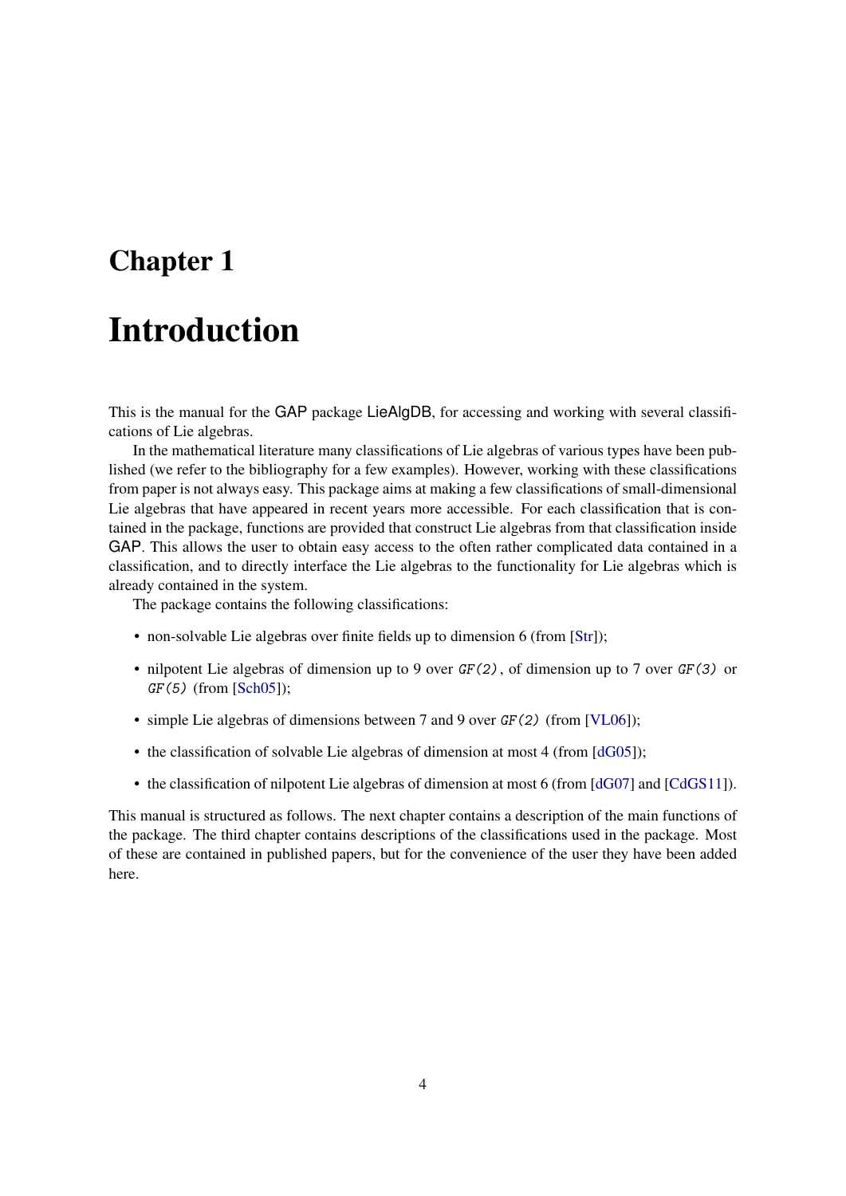# Chapter 1

# Introduction

This is the manual for the GAP package LieAlgDB, for accessing and working with several classifications of Lie algebras.

In the mathematical literature many classifications of Lie algebras of various types have been published (we refer to the bibliography for a few examples). However, working with these classifications from paper is not always easy. This package aims at making a few classifications of small-dimensional Lie algebras that have appeared in recent years more accessible. For each classification that is contained in the package, functions are provided that construct Lie algebras from that classification inside GAP. This allows the user to obtain easy access to the often rather complicated data contained in a classification, and to directly interface the Lie algebras to the functionality for Lie algebras which is already contained in the system.

The package contains the following classifications:

- non-solvable Lie algebras over finite fields up to dimension 6 (from [Str]);
- nilpotent Lie algebras of dimension up to 9 over `GF(2)`, of dimension up to 7 over `GF(3)` or `GF(5)` (from [Sch05]);
- simple Lie algebras of dimensions between 7 and 9 over `GF(2)` (from [VL06]);
- the classification of solvable Lie algebras of dimension at most 4 (from [dG05]);
- the classification of nilpotent Lie algebras of dimension at most 6 (from [dG07] and [CdGS11]).

This manual is structured as follows. The next chapter contains a description of the main functions of the package. The third chapter contains descriptions of the classifications used in the package. Most of these are contained in published papers, but for the convenience of the user they have been added here.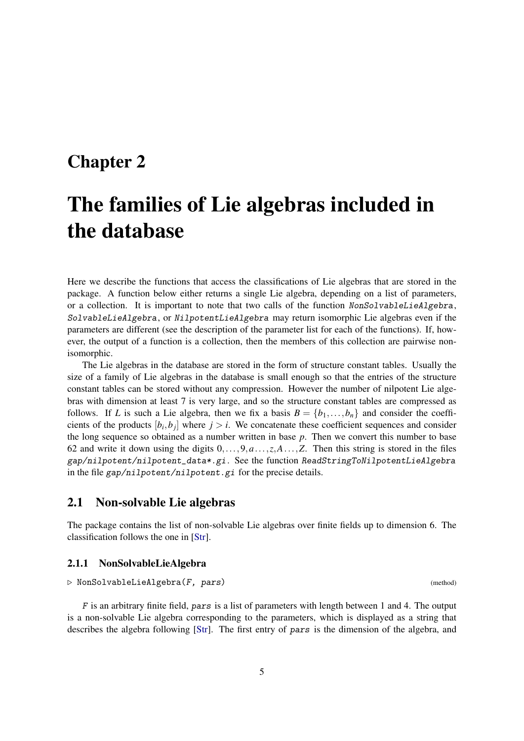# Chapter 2

# The families of Lie algebras included in the database

Here we describe the functions that access the classifications of Lie algebras that are stored in the package. A function below either returns a single Lie algebra, depending on a list of parameters, or a collection. It is important to note that two calls of the function *NonSolvableLieAlgebra*, *SolvableLieAlgebra*, or *NilpotentLieAlgebra* may return isomorphic Lie algebras even if the parameters are different (see the description of the parameter list for each of the functions). If, however, the output of a function is a collection, then the members of this collection are pairwise non-isomorphic.

The Lie algebras in the database are stored in the form of structure constant tables. Usually the size of a family of Lie algebras in the database is small enough so that the entries of the structure constant tables can be stored without any compression. However the number of nilpotent Lie algebras with dimension at least 7 is very large, and so the structure constant tables are compressed as follows. If $L$ is such a Lie algebra, then we fix a basis $B = \{b_1, \dots, b_n\}$ and consider the coefficients of the products $[b_i, b_j]$ where $j > i$. We concatenate these coefficient sequences and consider the long sequence so obtained as a number written in base $p$. Then we convert this number to base 62 and write it down using the digits $0, \dots, 9, a \dots, z, A \dots, Z$. Then this string is stored in the files *gap/nilpotent/nilpotent_data*.gi*. See the function *ReadStringToNilpotentLieAlgebra* in the file *gap/nilpotent/nilpotent.gi* for the precise details.

## 2.1 Non-solvable Lie algebras

The package contains the list of non-solvable Lie algebras over finite fields up to dimension 6. The classification follows the one in [Str].

### 2.1.1 NonSolvableLieAlgebra

▷ NonSolvableLieAlgebra(*F*, *pars*) (method)

*F* is an arbitrary finite field, *pars* is a list of parameters with length between 1 and 4. The output is a non-solvable Lie algebra corresponding to the parameters, which is displayed as a string that describes the algebra following [Str]. The first entry of *pars* is the dimension of the algebra, and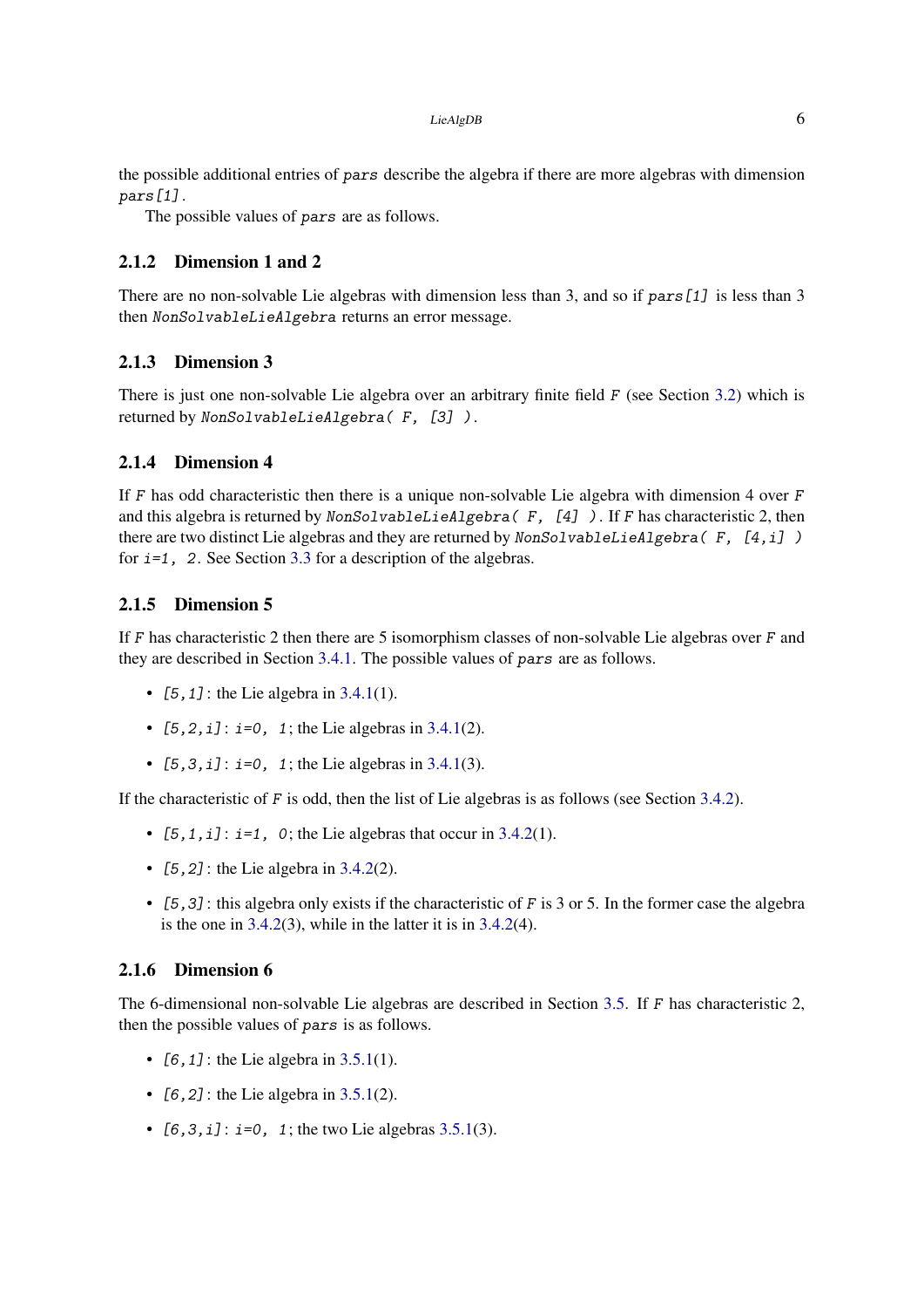the possible additional entries of `pars` describe the algebra if there are more algebras with dimension `pars[1]`.

The possible values of `pars` are as follows.

### 2.1.2 Dimension 1 and 2

There are no non-solvable Lie algebras with dimension less than 3, and so if `pars[1]` is less than 3 then `NonSolvableLieAlgebra` returns an error message.

### 2.1.3 Dimension 3

There is just one non-solvable Lie algebra over an arbitrary finite field `F` (see Section 3.2) which is returned by `NonSolvableLieAlgebra( F, [3] )`.

### 2.1.4 Dimension 4

If `F` has odd characteristic then there is a unique non-solvable Lie algebra with dimension 4 over `F` and this algebra is returned by `NonSolvableLieAlgebra( F, [4] )`. If `F` has characteristic 2, then there are two distinct Lie algebras and they are returned by `NonSolvableLieAlgebra( F, [4,i] )` for `i=1, 2`. See Section 3.3 for a description of the algebras.

### 2.1.5 Dimension 5

If `F` has characteristic 2 then there are 5 isomorphism classes of non-solvable Lie algebras over `F` and they are described in Section 3.4.1. The possible values of `pars` are as follows.

- `[5,1]`: the Lie algebra in 3.4.1(1).
- `[5,2,i]`: `i=0, 1`; the Lie algebras in 3.4.1(2).
- `[5,3,i]`: `i=0, 1`; the Lie algebras in 3.4.1(3).

If the characteristic of `F` is odd, then the list of Lie algebras is as follows (see Section 3.4.2).

- `[5,1,i]`: `i=1, 0`; the Lie algebras that occur in 3.4.2(1).
- `[5,2]`: the Lie algebra in 3.4.2(2).
- `[5,3]`: this algebra only exists if the characteristic of `F` is 3 or 5. In the former case the algebra is the one in 3.4.2(3), while in the latter it is in 3.4.2(4).

### 2.1.6 Dimension 6

The 6-dimensional non-solvable Lie algebras are described in Section 3.5. If `F` has characteristic 2, then the possible values of `pars` is as follows.

- `[6,1]`: the Lie algebra in 3.5.1(1).
- `[6,2]`: the Lie algebra in 3.5.1(2).
- `[6,3,i]`: `i=0, 1`; the two Lie algebras 3.5.1(3).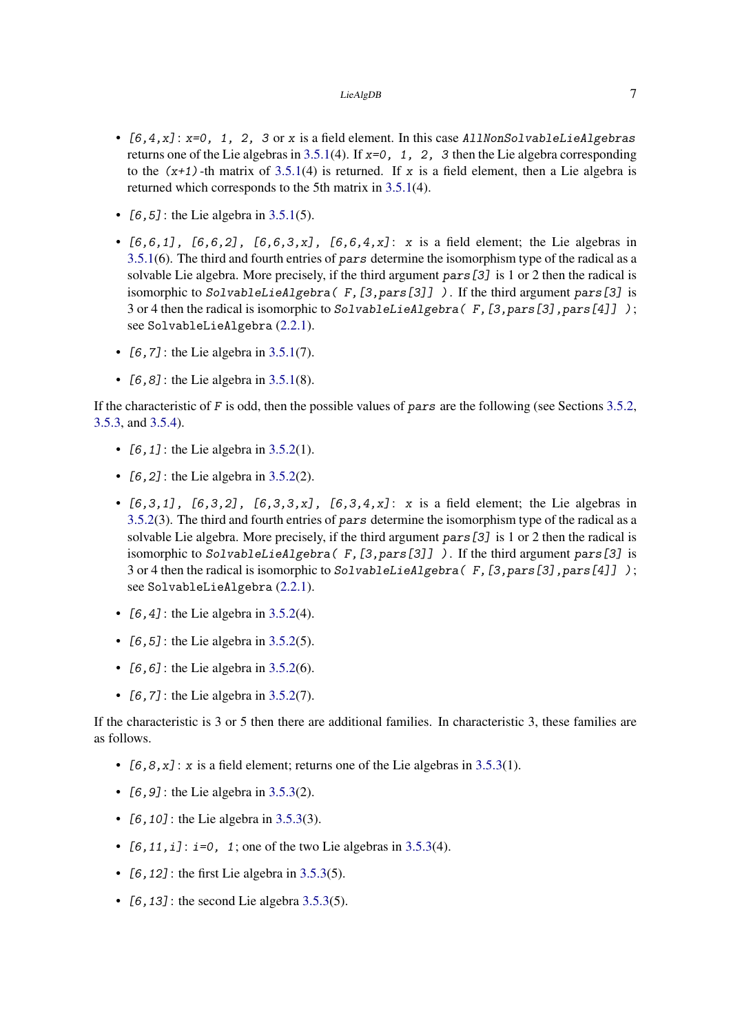- `[6,4,x]`: `x=0, 1, 2, 3` or `x` is a field element. In this case *AllNonSolvableLieAlgebras* returns one of the Lie algebras in 3.5.1(4). If `x=0, 1, 2, 3` then the Lie algebra corresponding to the `(x+1)`-th matrix of 3.5.1(4) is returned. If `x` is a field element, then a Lie algebra is returned which corresponds to the 5th matrix in 3.5.1(4).

- `[6,5]`: the Lie algebra in 3.5.1(5).

- `[6,6,1], [6,6,2], [6,6,3,x], [6,6,4,x]`: `x` is a field element; the Lie algebras in 3.5.1(6). The third and fourth entries of *pars* determine the isomorphism type of the radical as a solvable Lie algebra. More precisely, if the third argument `pars[3]` is 1 or 2 then the radical is isomorphic to `SolvableLieAlgebra( F,[3,pars[3]] )`. If the third argument `pars[3]` is 3 or 4 then the radical is isomorphic to `SolvableLieAlgebra( F,[3,pars[3],pars[4]] )`; see `SolvableLieAlgebra` (2.2.1).

- `[6,7]`: the Lie algebra in 3.5.1(7).

- `[6,8]`: the Lie algebra in 3.5.1(8).

If the characteristic of `F` is odd, then the possible values of *pars* are the following (see Sections 3.5.2, 3.5.3, and 3.5.4).

- `[6,1]`: the Lie algebra in 3.5.2(1).

- `[6,2]`: the Lie algebra in 3.5.2(2).

- `[6,3,1], [6,3,2], [6,3,3,x], [6,3,4,x]`: `x` is a field element; the Lie algebras in 3.5.2(3). The third and fourth entries of *pars* determine the isomorphism type of the radical as a solvable Lie algebra. More precisely, if the third argument `pars[3]` is 1 or 2 then the radical is isomorphic to `SolvableLieAlgebra( F,[3,pars[3]] )`. If the third argument `pars[3]` is 3 or 4 then the radical is isomorphic to `SolvableLieAlgebra( F,[3,pars[3],pars[4]] )`; see `SolvableLieAlgebra` (2.2.1).

- `[6,4]`: the Lie algebra in 3.5.2(4).

- `[6,5]`: the Lie algebra in 3.5.2(5).

- `[6,6]`: the Lie algebra in 3.5.2(6).

- `[6,7]`: the Lie algebra in 3.5.2(7).

If the characteristic is 3 or 5 then there are additional families. In characteristic 3, these families are as follows.

- `[6,8,x]`: `x` is a field element; returns one of the Lie algebras in 3.5.3(1).

- `[6,9]`: the Lie algebra in 3.5.3(2).

- `[6,10]`: the Lie algebra in 3.5.3(3).

- `[6,11,i]`: `i=0, 1`; one of the two Lie algebras in 3.5.3(4).

- `[6,12]`: the first Lie algebra in 3.5.3(5).

- `[6,13]`: the second Lie algebra 3.5.3(5).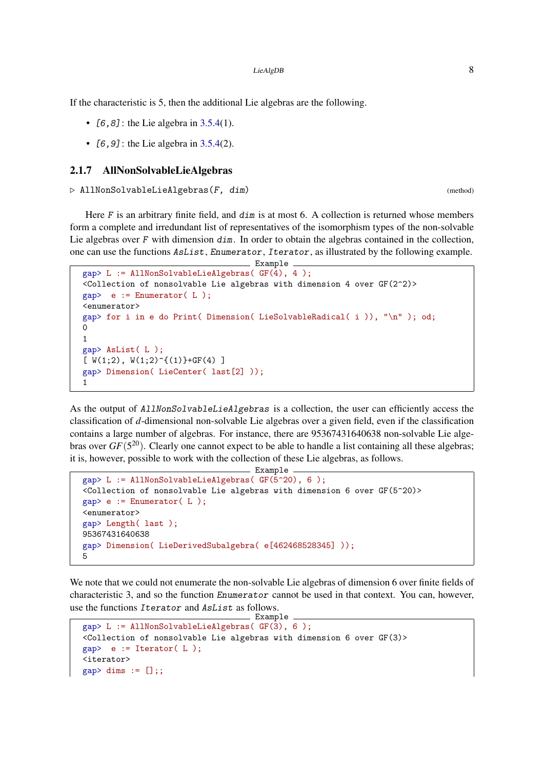If the characteristic is 5, then the additional Lie algebras are the following.

- *[6,8]*: the Lie algebra in 3.5.4(1).
- *[6,9]*: the Lie algebra in 3.5.4(2).

### 2.1.7 AllNonSolvableLieAlgebras

▷ `AllNonSolvableLieAlgebras(F, dim)` (method)

Here *F* is an arbitrary finite field, and *dim* is at most 6. A collection is returned whose members form a complete and irredundant list of representatives of the isomorphism types of the non-solvable Lie algebras over *F* with dimension *dim*. In order to obtain the algebras contained in the collection, one can use the functions *AsList*, *Enumerator*, *Iterator*, as illustrated by the following example.

Example

```
gap> L := AllNonSolvableLieAlgebras( GF(4), 4 );
<Collection of nonsolvable Lie algebras with dimension 4 over GF(2^2)>
gap>  e := Enumerator( L );
<enumerator>
gap> for i in e do Print( Dimension( LieSolvableRadical( i )), "\n" ); od;
0
1
gap> AsList( L );
[ W(1;2), W(1;2)^{(1)}+GF(4) ]
gap> Dimension( LieCenter( last[2] ));
1
```

As the output of *AllNonSolvableLieAlgebras* is a collection, the user can efficiently access the classification of $d$-dimensional non-solvable Lie algebras over a given field, even if the classification contains a large number of algebras. For instance, there are 95367431640638 non-solvable Lie algebras over $GF(5^{20})$. Clearly one cannot expect to be able to handle a list containing all these algebras; it is, however, possible to work with the collection of these Lie algebras, as follows.

Example

```
gap> L := AllNonSolvableLieAlgebras( GF(5^20), 6 );
<Collection of nonsolvable Lie algebras with dimension 6 over GF(5^20)>
gap> e := Enumerator( L );
<enumerator>
gap> Length( last );
95367431640638
gap> Dimension( LieDerivedSubalgebra( e[462468528345] ));
5
```

We note that we could not enumerate the non-solvable Lie algebras of dimension 6 over finite fields of characteristic 3, and so the function *Enumerator* cannot be used in that context. You can, however, use the functions *Iterator* and *AsList* as follows.

Example

```
gap> L := AllNonSolvableLieAlgebras( GF(3), 6 );
<Collection of nonsolvable Lie algebras with dimension 6 over GF(3)>
gap>  e := Iterator( L );
<iterator>
gap> dims := [];;
```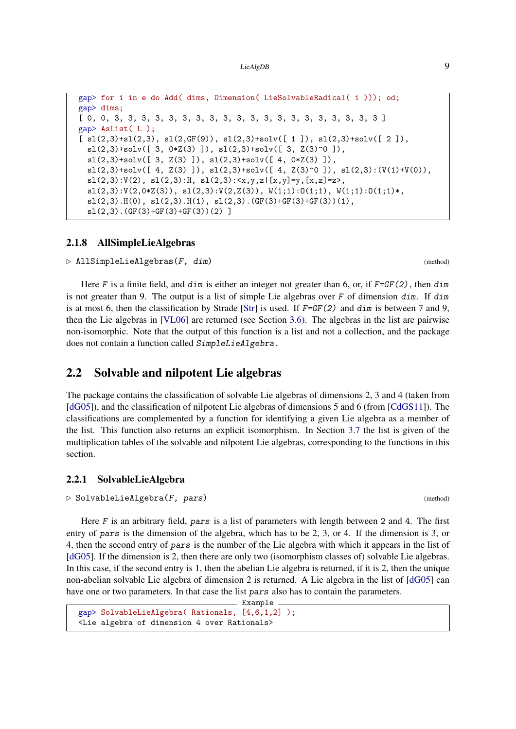```
gap> for i in e do Add( dims, Dimension( LieSolvableRadical( i ))); od;
gap> dims;
[ 0, 0, 3, 3, 3, 3, 3, 3, 3, 3, 3, 3, 3, 3, 3, 3, 3, 3, 3, 3, 3, 3 ]
gap> AsList( L );
[ sl(2,3)+sl(2,3), sl(2,GF(9)), sl(2,3)+solv([ 1 ]), sl(2,3)+solv([ 2 ]),
  sl(2,3)+solv([ 3, 0*Z(3) ]), sl(2,3)+solv([ 3, Z(3)^0 ]),
  sl(2,3)+solv([ 3, Z(3) ]), sl(2,3)+solv([ 4, 0*Z(3) ]),
  sl(2,3)+solv([ 4, Z(3) ]), sl(2,3)+solv([ 4, Z(3)^0 ]), sl(2,3):(V(1)+V(0)),
  sl(2,3):V(2), sl(2,3):H, sl(2,3):<x,y,z|[x,y]=y,[x,z]=z>,
  sl(2,3):V(2,0*Z(3)), sl(2,3):V(2,Z(3)), W(1;1):O(1;1), W(1;1):O(1;1)*,
  sl(2,3).H(0), sl(2,3).H(1), sl(2,3).(GF(3)+GF(3)+GF(3))(1),
  sl(2,3).(GF(3)+GF(3)+GF(3))(2) ]
```

### 2.1.8 AllSimpleLieAlgebras

▷ `AllSimpleLieAlgebras(F, dim)` (method)

Here *F* is a finite field, and *dim* is either an integer not greater than 6, or, if *F=GF(2)*, then *dim* is not greater than 9. The output is a list of simple Lie algebras over *F* of dimension *dim*. If *dim* is at most 6, then the classification by Strade [Str] is used. If *F=GF(2)* and *dim* is between 7 and 9, then the Lie algebras in [VL06] are returned (see Section 3.6). The algebras in the list are pairwise non-isomorphic. Note that the output of this function is a list and not a collection, and the package does not contain a function called *SimpleLieAlgebra*.

## 2.2 Solvable and nilpotent Lie algebras

The package contains the classification of solvable Lie algebras of dimensions 2, 3 and 4 (taken from [dG05]), and the classification of nilpotent Lie algebras of dimensions 5 and 6 (from [CdGS11]). The classifications are complemented by a function for identifying a given Lie algebra as a member of the list. This function also returns an explicit isomorphism. In Section 3.7 the list is given of the multiplication tables of the solvable and nilpotent Lie algebras, corresponding to the functions in this section.

### 2.2.1 SolvableLieAlgebra

▷ `SolvableLieAlgebra(F, pars)` (method)

Here *F* is an arbitrary field, *pars* is a list of parameters with length between 2 and 4. The first entry of *pars* is the dimension of the algebra, which has to be 2, 3, or 4. If the dimension is 3, or 4, then the second entry of *pars* is the number of the Lie algebra with which it appears in the list of [dG05]. If the dimension is 2, then there are only two (isomorphism classes of) solvable Lie algebras. In this case, if the second entry is 1, then the abelian Lie algebra is returned, if it is 2, then the unique non-abelian solvable Lie algebra of dimension 2 is returned. A Lie algebra in the list of [dG05] can have one or two parameters. In that case the list *pars* also has to contain the parameters.

Example
```
gap> SolvableLieAlgebra( Rationals, [4,6,1,2] );
<Lie algebra of dimension 4 over Rationals>
```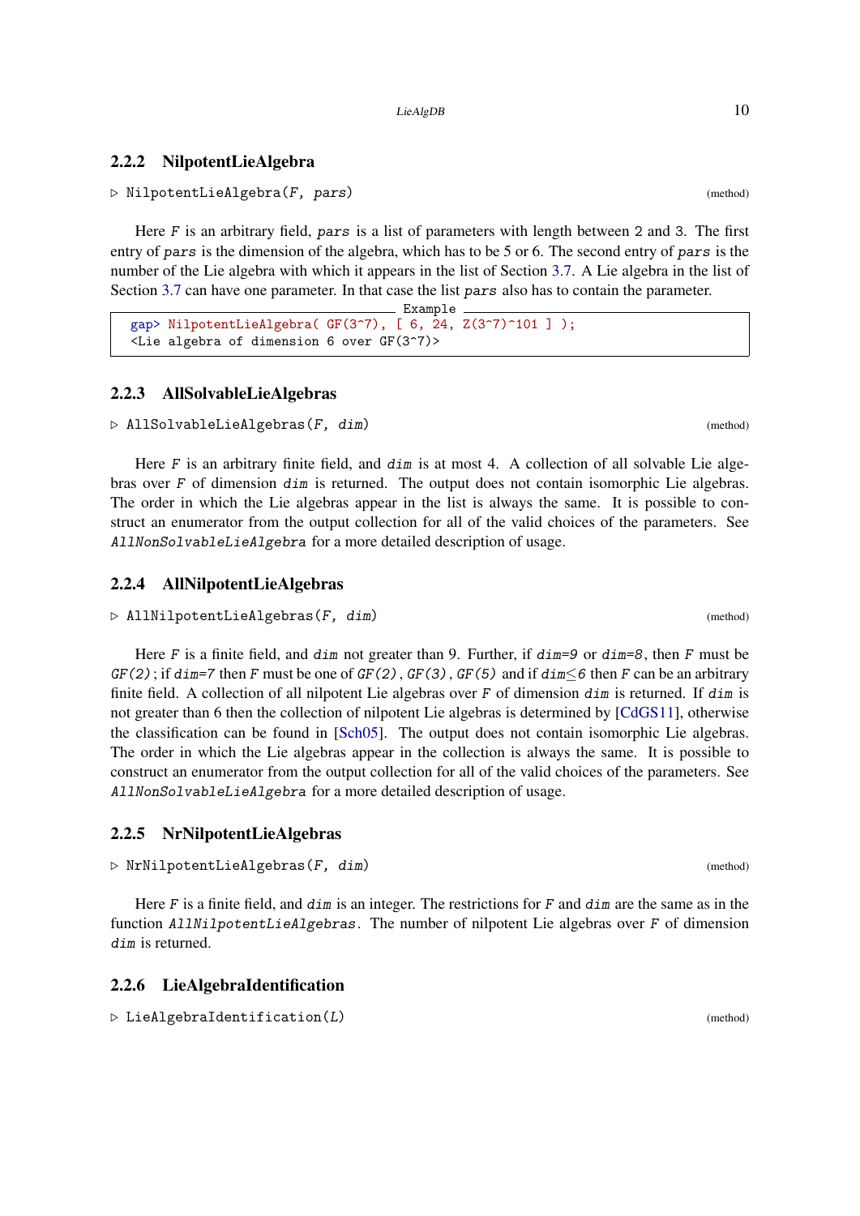### 2.2.2 NilpotentLieAlgebra

▷ `NilpotentLieAlgebra(F, pars)` (method)

Here *F* is an arbitrary field, *pars* is a list of parameters with length between 2 and 3. The first entry of *pars* is the dimension of the algebra, which has to be 5 or 6. The second entry of *pars* is the number of the Lie algebra with which it appears in the list of Section 3.7. A Lie algebra in the list of Section 3.7 can have one parameter. In that case the list *pars* also has to contain the parameter.

Example

```
gap> NilpotentLieAlgebra( GF(3^7), [ 6, 24, Z(3^7)^101 ] );
<Lie algebra of dimension 6 over GF(3^7)>
```

### 2.2.3 AllSolvableLieAlgebras

▷ `AllSolvableLieAlgebras(F, dim)` (method)

Here *F* is an arbitrary finite field, and *dim* is at most 4. A collection of all solvable Lie algebras over *F* of dimension *dim* is returned. The output does not contain isomorphic Lie algebras. The order in which the Lie algebras appear in the list is always the same. It is possible to construct an enumerator from the output collection for all of the valid choices of the parameters. See *AllNonSolvableLieAlgebra* for a more detailed description of usage.

### 2.2.4 AllNilpotentLieAlgebras

▷ `AllNilpotentLieAlgebras(F, dim)` (method)

Here *F* is a finite field, and *dim* not greater than 9. Further, if *dim=9* or *dim=8*, then *F* must be *GF(2)*; if *dim=7* then *F* must be one of *GF(2)*, *GF(3)*, *GF(5)* and if *dim*≤*6* then *F* can be an arbitrary finite field. A collection of all nilpotent Lie algebras over *F* of dimension *dim* is returned. If *dim* is not greater than 6 then the collection of nilpotent Lie algebras is determined by [CdGS11], otherwise the classification can be found in [Sch05]. The output does not contain isomorphic Lie algebras. The order in which the Lie algebras appear in the collection is always the same. It is possible to construct an enumerator from the output collection for all of the valid choices of the parameters. See *AllNonSolvableLieAlgebra* for a more detailed description of usage.

### 2.2.5 NrNilpotentLieAlgebras

▷ `NrNilpotentLieAlgebras(F, dim)` (method)

Here *F* is a finite field, and *dim* is an integer. The restrictions for *F* and *dim* are the same as in the function *AllNilpotentLieAlgebras*. The number of nilpotent Lie algebras over *F* of dimension *dim* is returned.

### 2.2.6 LieAlgebraIdentification

▷ `LieAlgebraIdentification(L)` (method)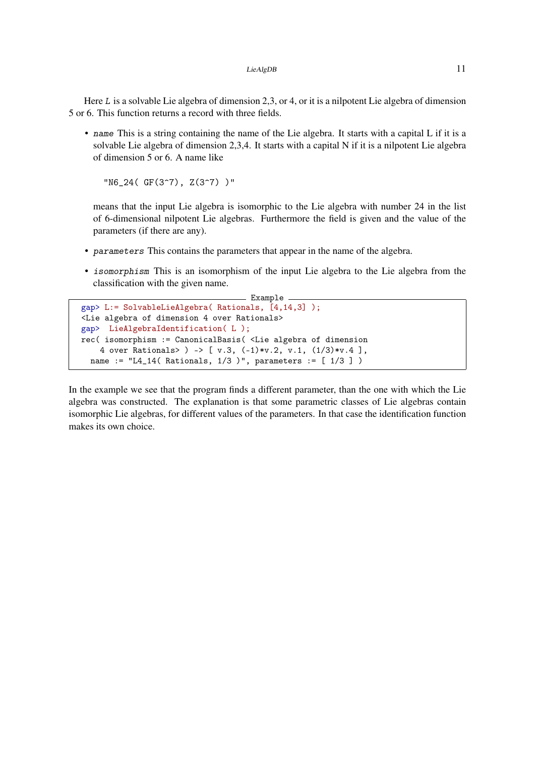Here *L* is a solvable Lie algebra of dimension 2,3, or 4, or it is a nilpotent Lie algebra of dimension 5 or 6. This function returns a record with three fields.

- *name* This is a string containing the name of the Lie algebra. It starts with a capital L if it is a solvable Lie algebra of dimension 2,3,4. It starts with a capital N if it is a nilpotent Lie algebra of dimension 5 or 6. A name like

  ```
  "N6_24( GF(3^7), Z(3^7) )"
  ```

  means that the input Lie algebra is isomorphic to the Lie algebra with number 24 in the list of 6-dimensional nilpotent Lie algebras. Furthermore the field is given and the value of the parameters (if there are any).

- *parameters* This contains the parameters that appear in the name of the algebra.

- *isomorphism* This is an isomorphism of the input Lie algebra to the Lie algebra from the classification with the given name.

Example

```
gap> L:= SolvableLieAlgebra( Rationals, [4,14,3] );
<Lie algebra of dimension 4 over Rationals>
gap>  LieAlgebraIdentification( L );
rec( isomorphism := CanonicalBasis( <Lie algebra of dimension
    4 over Rationals> ) -> [ v.3, (-1)*v.2, v.1, (1/3)*v.4 ],
  name := "L4_14( Rationals, 1/3 )", parameters := [ 1/3 ] )
```

In the example we see that the program finds a different parameter, than the one with which the Lie algebra was constructed. The explanation is that some parametric classes of Lie algebras contain isomorphic Lie algebras, for different values of the parameters. In that case the identification function makes its own choice.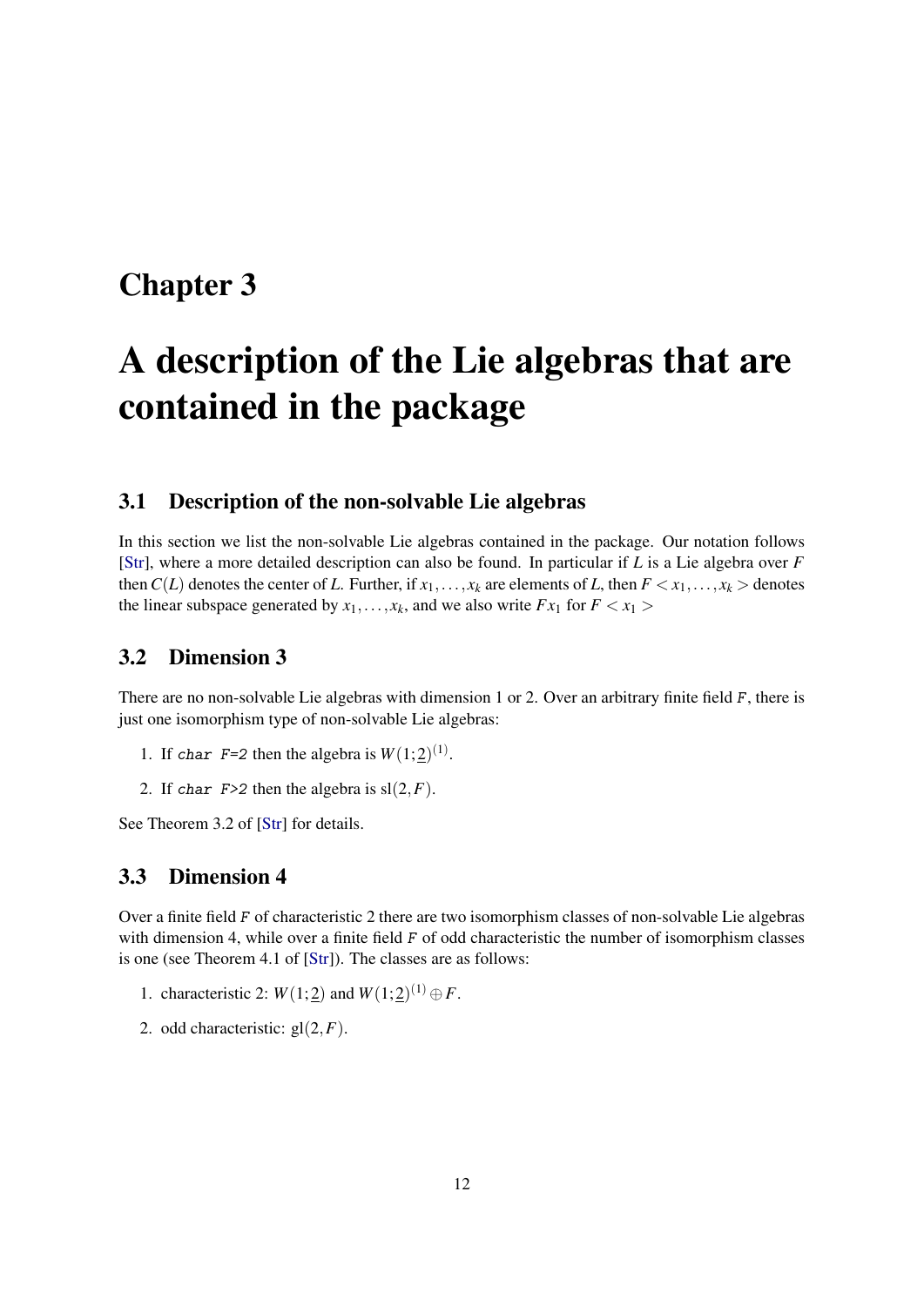# Chapter 3

# A description of the Lie algebras that are contained in the package

## 3.1 Description of the non-solvable Lie algebras

In this section we list the non-solvable Lie algebras contained in the package. Our notation follows [Str], where a more detailed description can also be found. In particular if $L$ is a Lie algebra over $F$ then $C(L)$ denotes the center of $L$. Further, if $x_1, \ldots, x_k$ are elements of $L$, then $F < x_1, \ldots, x_k >$ denotes the linear subspace generated by $x_1, \ldots, x_k$, and we also write $Fx_1$ for $F < x_1 >$

## 3.2 Dimension 3

There are no non-solvable Lie algebras with dimension 1 or 2. Over an arbitrary finite field `F`, there is just one isomorphism type of non-solvable Lie algebras:

1. If `char F=2` then the algebra is $W(1;\underline{2})^{(1)}$.
2. If `char F>2` then the algebra is $\mathrm{sl}(2,F)$.

See Theorem 3.2 of [Str] for details.

## 3.3 Dimension 4

Over a finite field `F` of characteristic 2 there are two isomorphism classes of non-solvable Lie algebras with dimension 4, while over a finite field `F` of odd characteristic the number of isomorphism classes is one (see Theorem 4.1 of [Str]). The classes are as follows:

1. characteristic 2: $W(1;\underline{2})$ and $W(1;\underline{2})^{(1)} \oplus F$.
2. odd characteristic: $\mathrm{gl}(2,F)$.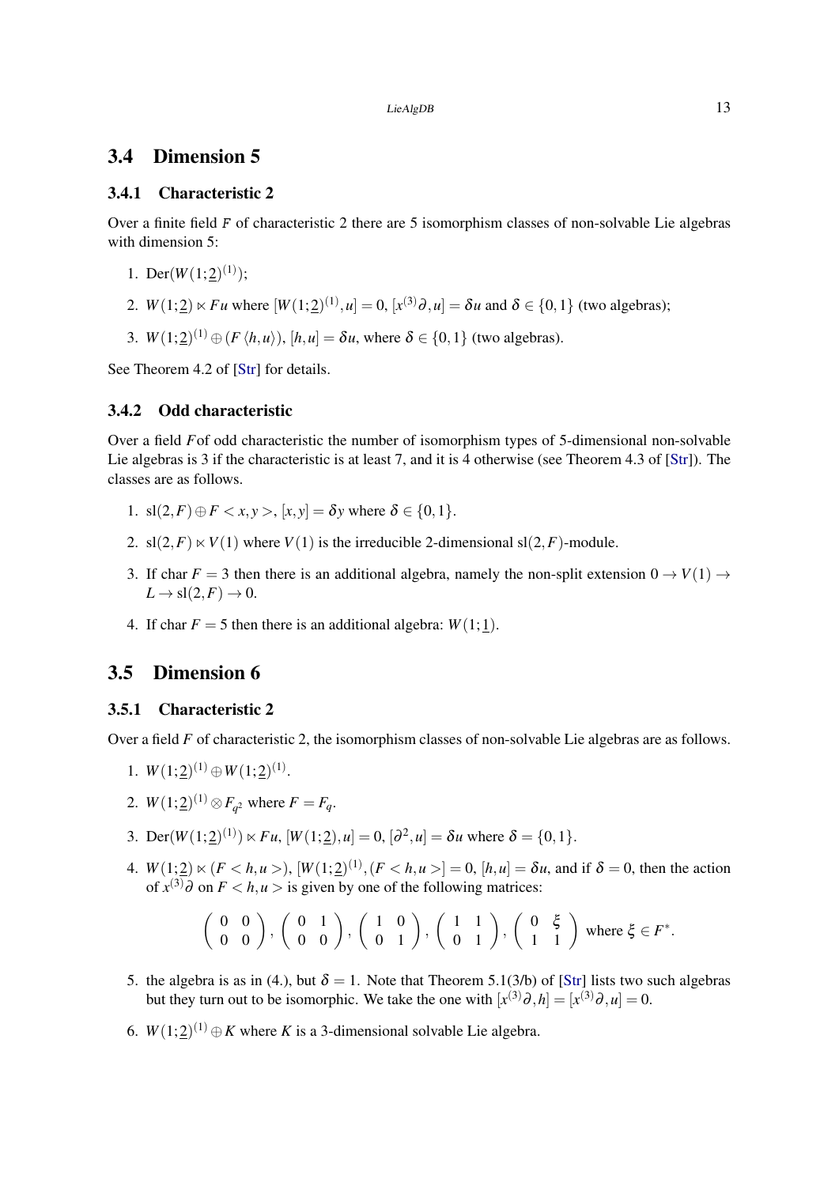## 3.4 Dimension 5

### 3.4.1 Characteristic 2

Over a finite field $F$ of characteristic 2 there are 5 isomorphism classes of non-solvable Lie algebras with dimension 5:

1. $\mathrm{Der}(W(1;\underline{2})^{(1)})$;
2. $W(1;\underline{2}) \ltimes Fu$ where $[W(1;\underline{2})^{(1)}, u] = 0$, $[x^{(3)}\partial, u] = \delta u$ and $\delta \in \{0,1\}$ (two algebras);
3. $W(1;\underline{2})^{(1)} \oplus (F\langle h,u\rangle)$, $[h,u] = \delta u$, where $\delta \in \{0,1\}$ (two algebras).

See Theorem 4.2 of [Str] for details.

### 3.4.2 Odd characteristic

Over a field $F$of odd characteristic the number of isomorphism types of 5-dimensional non-solvable Lie algebras is 3 if the characteristic is at least 7, and it is 4 otherwise (see Theorem 4.3 of [Str]). The classes are as follows.

1. $\mathrm{sl}(2,F) \oplus F <x,y>$, $[x,y] = \delta y$ where $\delta \in \{0,1\}$.
2. $\mathrm{sl}(2,F) \ltimes V(1)$ where $V(1)$ is the irreducible 2-dimensional $\mathrm{sl}(2,F)$-module.
3. If char $F = 3$ then there is an additional algebra, namely the non-split extension $0 \to V(1) \to L \to \mathrm{sl}(2,F) \to 0$.
4. If char $F = 5$ then there is an additional algebra: $W(1;\underline{1})$.

## 3.5 Dimension 6

### 3.5.1 Characteristic 2

Over a field $F$ of characteristic 2, the isomorphism classes of non-solvable Lie algebras are as follows.

1. $W(1;\underline{2})^{(1)} \oplus W(1;\underline{2})^{(1)}$.
2. $W(1;\underline{2})^{(1)} \otimes F_{q^2}$ where $F = F_q$.
3. $\mathrm{Der}(W(1;\underline{2})^{(1)}) \ltimes Fu$, $[W(1;\underline{2}), u] = 0$, $[\partial^2, u] = \delta u$ where $\delta = \{0,1\}$.
4. $W(1;\underline{2}) \ltimes (F<h,u>)$, $[W(1;\underline{2})^{(1)}, (F<h,u>] = 0$, $[h,u] = \delta u$, and if $\delta = 0$, then the action of $x^{(3)}\partial$ on $F<h,u>$ is given by one of the following matrices:

$$\begin{pmatrix} 0 & 0 \\ 0 & 0 \end{pmatrix}, \begin{pmatrix} 0 & 1 \\ 0 & 0 \end{pmatrix}, \begin{pmatrix} 1 & 0 \\ 0 & 1 \end{pmatrix}, \begin{pmatrix} 1 & 1 \\ 0 & 1 \end{pmatrix}, \begin{pmatrix} 0 & \xi \\ 1 & 1 \end{pmatrix} \text{ where } \xi \in F^*.$$

5. the algebra is as in (4.), but $\delta = 1$. Note that Theorem 5.1(3/b) of [Str] lists two such algebras but they turn out to be isomorphic. We take the one with $[x^{(3)}\partial, h] = [x^{(3)}\partial, u] = 0$.
6. $W(1;\underline{2})^{(1)} \oplus K$ where $K$ is a 3-dimensional solvable Lie algebra.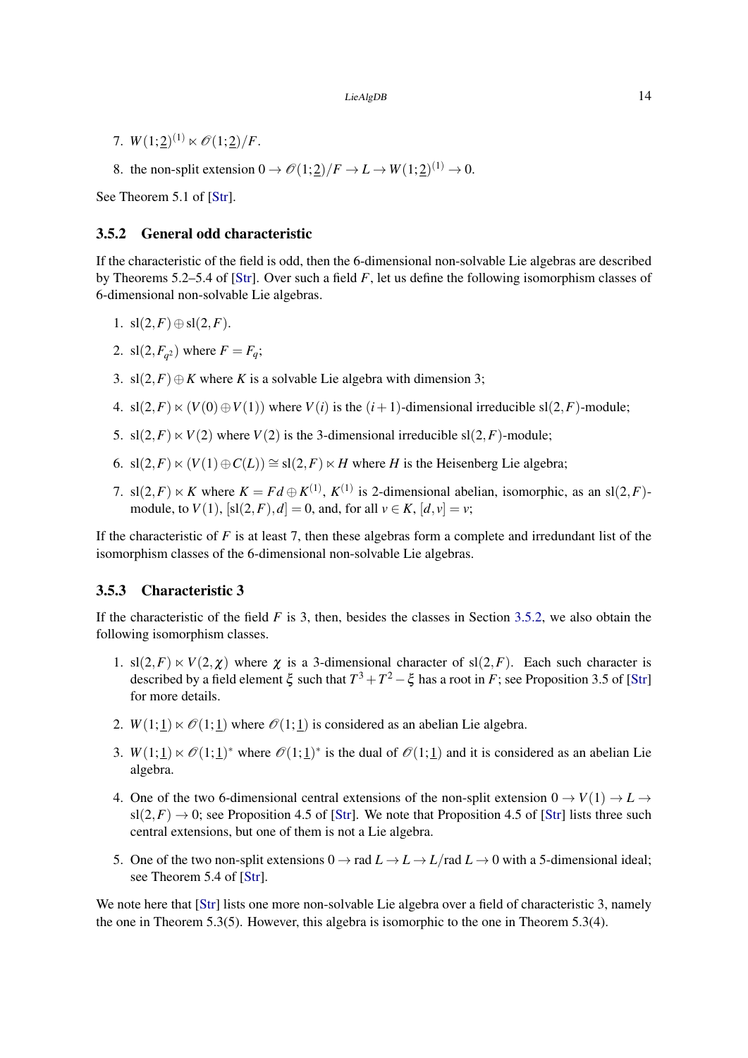7. $W(1;\underline{2})^{(1)} \ltimes \mathscr{O}(1;\underline{2})/F$.

8. the non-split extension $0 \to \mathscr{O}(1;\underline{2})/F \to L \to W(1;\underline{2})^{(1)} \to 0$.

See Theorem 5.1 of [Str].

### 3.5.2 General odd characteristic

If the characteristic of the field is odd, then the 6-dimensional non-solvable Lie algebras are described by Theorems 5.2–5.4 of [Str]. Over such a field $F$, let us define the following isomorphism classes of 6-dimensional non-solvable Lie algebras.

1. $\mathrm{sl}(2,F) \oplus \mathrm{sl}(2,F)$.

2. $\mathrm{sl}(2,F_{q^2})$ where $F = F_q$;

3. $\mathrm{sl}(2,F) \oplus K$ where $K$ is a solvable Lie algebra with dimension 3;

4. $\mathrm{sl}(2,F) \ltimes (V(0) \oplus V(1))$ where $V(i)$ is the $(i+1)$-dimensional irreducible $\mathrm{sl}(2,F)$-module;

5. $\mathrm{sl}(2,F) \ltimes V(2)$ where $V(2)$ is the 3-dimensional irreducible $\mathrm{sl}(2,F)$-module;

6. $\mathrm{sl}(2,F) \ltimes (V(1) \oplus C(L)) \cong \mathrm{sl}(2,F) \ltimes H$ where $H$ is the Heisenberg Lie algebra;

7. $\mathrm{sl}(2,F) \ltimes K$ where $K = Fd \oplus K^{(1)}$, $K^{(1)}$ is 2-dimensional abelian, isomorphic, as an $\mathrm{sl}(2,F)$-module, to $V(1)$, $[\mathrm{sl}(2,F), d] = 0$, and, for all $v \in K$, $[d,v] = v$;

If the characteristic of $F$ is at least 7, then these algebras form a complete and irredundant list of the isomorphism classes of the 6-dimensional non-solvable Lie algebras.

### 3.5.3 Characteristic 3

If the characteristic of the field $F$ is 3, then, besides the classes in Section 3.5.2, we also obtain the following isomorphism classes.

1. $\mathrm{sl}(2,F) \ltimes V(2,\chi)$ where $\chi$ is a 3-dimensional character of $\mathrm{sl}(2,F)$. Each such character is described by a field element $\xi$ such that $T^3 + T^2 - \xi$ has a root in $F$; see Proposition 3.5 of [Str] for more details.

2. $W(1;\underline{1}) \ltimes \mathscr{O}(1;\underline{1})$ where $\mathscr{O}(1;\underline{1})$ is considered as an abelian Lie algebra.

3. $W(1;\underline{1}) \ltimes \mathscr{O}(1;\underline{1})^*$ where $\mathscr{O}(1;\underline{1})^*$ is the dual of $\mathscr{O}(1;\underline{1})$ and it is considered as an abelian Lie algebra.

4. One of the two 6-dimensional central extensions of the non-split extension $0 \to V(1) \to L \to \mathrm{sl}(2,F) \to 0$; see Proposition 4.5 of [Str]. We note that Proposition 4.5 of [Str] lists three such central extensions, but one of them is not a Lie algebra.

5. One of the two non-split extensions $0 \to \mathrm{rad}\, L \to L \to L/\mathrm{rad}\, L \to 0$ with a 5-dimensional ideal; see Theorem 5.4 of [Str].

We note here that [Str] lists one more non-solvable Lie algebra over a field of characteristic 3, namely the one in Theorem 5.3(5). However, this algebra is isomorphic to the one in Theorem 5.3(4).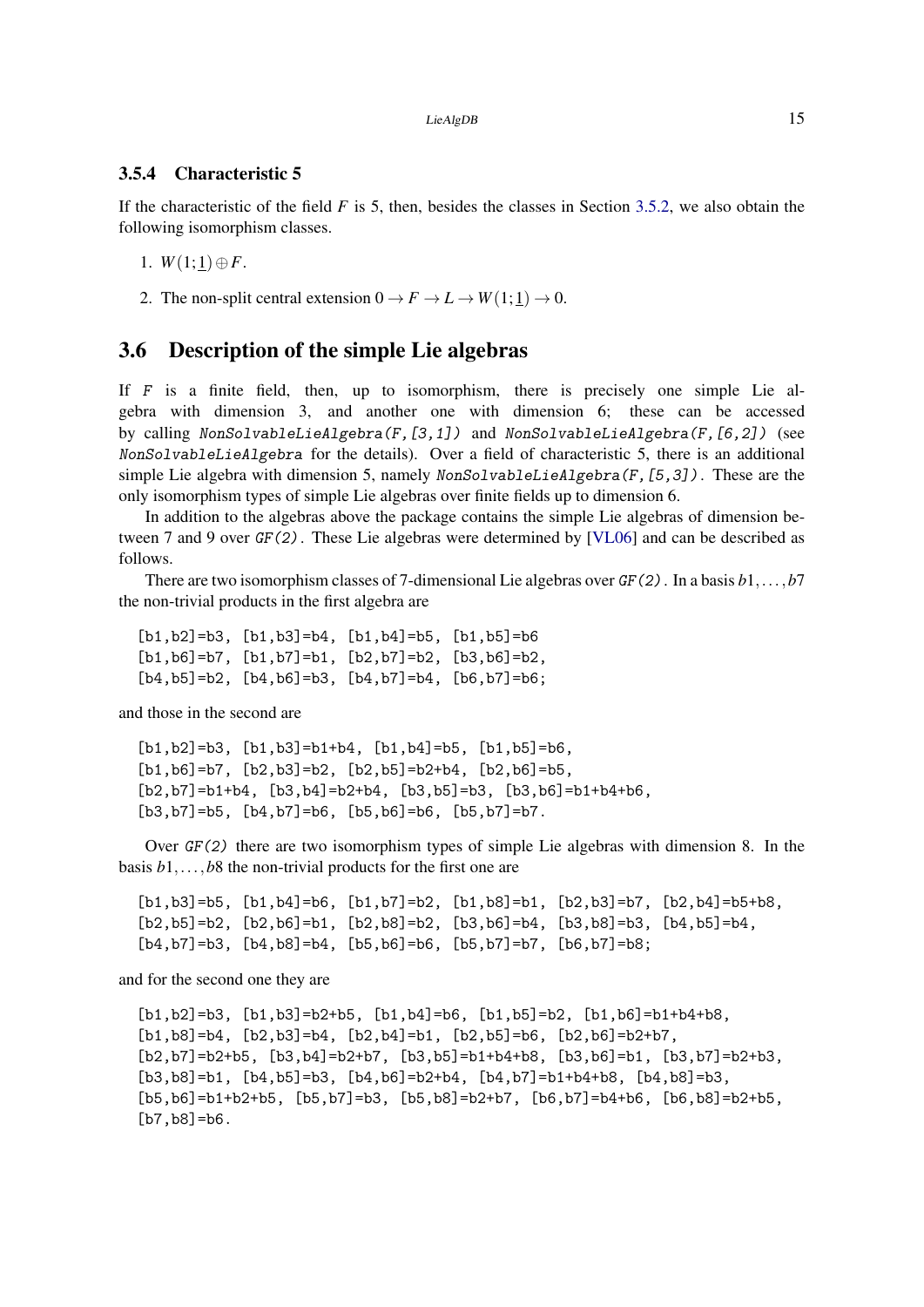### 3.5.4 Characteristic 5

If the characteristic of the field $F$ is 5, then, besides the classes in Section 3.5.2, we also obtain the following isomorphism classes.

1. $W(1;\underline{1}) \oplus F$.
2. The non-split central extension $0 \to F \to L \to W(1;\underline{1}) \to 0$.

## 3.6 Description of the simple Lie algebras

If `F` is a finite field, then, up to isomorphism, there is precisely one simple Lie algebra with dimension 3, and another one with dimension 6; these can be accessed by calling *NonSolvableLieAlgebra(F,[3,1])* and *NonSolvableLieAlgebra(F,[6,2])* (see *NonSolvableLieAlgebra* for the details). Over a field of characteristic 5, there is an additional simple Lie algebra with dimension 5, namely *NonSolvableLieAlgebra(F,[5,3])*. These are the only isomorphism types of simple Lie algebras over finite fields up to dimension 6.

In addition to the algebras above the package contains the simple Lie algebras of dimension between 7 and 9 over *GF(2)*. These Lie algebras were determined by [VL06] and can be described as follows.

There are two isomorphism classes of 7-dimensional Lie algebras over *GF(2)*. In a basis $b1,\dots,b7$ the non-trivial products in the first algebra are

```
[b1,b2]=b3, [b1,b3]=b4, [b1,b4]=b5, [b1,b5]=b6
[b1,b6]=b7, [b1,b7]=b1, [b2,b7]=b2, [b3,b6]=b2,
[b4,b5]=b2, [b4,b6]=b3, [b4,b7]=b4, [b6,b7]=b6;
```

and those in the second are

```
[b1,b2]=b3, [b1,b3]=b1+b4, [b1,b4]=b5, [b1,b5]=b6,
[b1,b6]=b7, [b2,b3]=b2, [b2,b5]=b2+b4, [b2,b6]=b5,
[b2,b7]=b1+b4, [b3,b4]=b2+b4, [b3,b5]=b3, [b3,b6]=b1+b4+b6,
[b3,b7]=b5, [b4,b7]=b6, [b5,b6]=b6, [b5,b7]=b7.
```

Over *GF(2)* there are two isomorphism types of simple Lie algebras with dimension 8. In the basis $b1,\dots,b8$ the non-trivial products for the first one are

```
[b1,b3]=b5, [b1,b4]=b6, [b1,b7]=b2, [b1,b8]=b1, [b2,b3]=b7, [b2,b4]=b5+b8,
[b2,b5]=b2, [b2,b6]=b1, [b2,b8]=b2, [b3,b6]=b4, [b3,b8]=b3, [b4,b5]=b4,
[b4,b7]=b3, [b4,b8]=b4, [b5,b6]=b6, [b5,b7]=b7, [b6,b7]=b8;
```

and for the second one they are

```
[b1,b2]=b3, [b1,b3]=b2+b5, [b1,b4]=b6, [b1,b5]=b2, [b1,b6]=b1+b4+b8,
[b1,b8]=b4, [b2,b3]=b4, [b2,b4]=b1, [b2,b5]=b6, [b2,b6]=b2+b7,
[b2,b7]=b2+b5, [b3,b4]=b2+b7, [b3,b5]=b1+b4+b8, [b3,b6]=b1, [b3,b7]=b2+b3,
[b3,b8]=b1, [b4,b5]=b3, [b4,b6]=b2+b4, [b4,b7]=b1+b4+b8, [b4,b8]=b3,
[b5,b6]=b1+b2+b5, [b5,b7]=b3, [b5,b8]=b2+b7, [b6,b7]=b4+b6, [b6,b8]=b2+b5,
[b7,b8]=b6.
```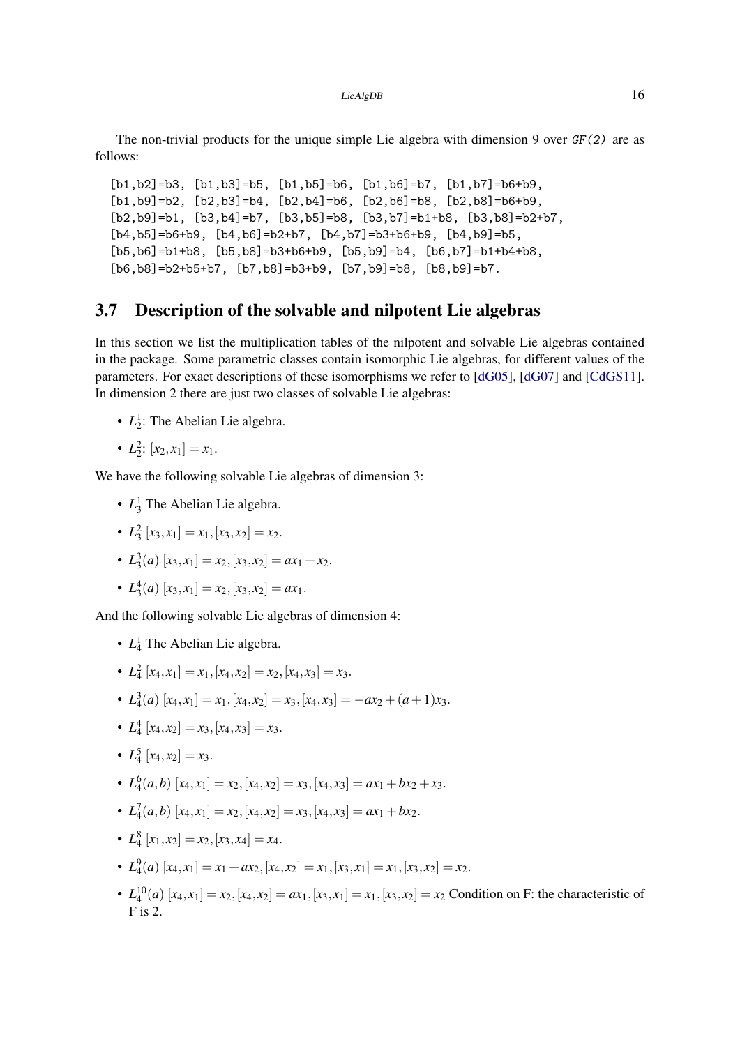The non-trivial products for the unique simple Lie algebra with dimension 9 over `GF(2)` are as follows:

```
[b1,b2]=b3, [b1,b3]=b5, [b1,b5]=b6, [b1,b6]=b7, [b1,b7]=b6+b9,
[b1,b9]=b2, [b2,b3]=b4, [b2,b4]=b6, [b2,b6]=b8, [b2,b8]=b6+b9,
[b2,b9]=b1, [b3,b4]=b7, [b3,b5]=b8, [b3,b7]=b1+b8, [b3,b8]=b2+b7,
[b4,b5]=b6+b9, [b4,b6]=b2+b7, [b4,b7]=b3+b6+b9, [b4,b9]=b5,
[b5,b6]=b1+b8, [b5,b8]=b3+b6+b9, [b5,b9]=b4, [b6,b7]=b1+b4+b8,
[b6,b8]=b2+b5+b7, [b7,b8]=b3+b9, [b7,b9]=b8, [b8,b9]=b7.
```

## 3.7 Description of the solvable and nilpotent Lie algebras

In this section we list the multiplication tables of the nilpotent and solvable Lie algebras contained in the package. Some parametric classes contain isomorphic Lie algebras, for different values of the parameters. For exact descriptions of these isomorphisms we refer to [dG05], [dG07] and [CdGS11]. In dimension 2 there are just two classes of solvable Lie algebras:

- $L_2^1$: The Abelian Lie algebra.
- $L_2^2$: $[x_2, x_1] = x_1$.

We have the following solvable Lie algebras of dimension 3:

- $L_3^1$ The Abelian Lie algebra.
- $L_3^2$ $[x_3, x_1] = x_1, [x_3, x_2] = x_2$.
- $L_3^3(a)$ $[x_3, x_1] = x_2, [x_3, x_2] = ax_1 + x_2$.
- $L_3^4(a)$ $[x_3, x_1] = x_2, [x_3, x_2] = ax_1$.

And the following solvable Lie algebras of dimension 4:

- $L_4^1$ The Abelian Lie algebra.
- $L_4^2$ $[x_4, x_1] = x_1, [x_4, x_2] = x_2, [x_4, x_3] = x_3$.
- $L_4^3(a)$ $[x_4, x_1] = x_1, [x_4, x_2] = x_3, [x_4, x_3] = -ax_2 + (a+1)x_3$.
- $L_4^4$ $[x_4, x_2] = x_3, [x_4, x_3] = x_3$.
- $L_4^5$ $[x_4, x_2] = x_3$.
- $L_4^6(a,b)$ $[x_4, x_1] = x_2, [x_4, x_2] = x_3, [x_4, x_3] = ax_1 + bx_2 + x_3$.
- $L_4^7(a,b)$ $[x_4, x_1] = x_2, [x_4, x_2] = x_3, [x_4, x_3] = ax_1 + bx_2$.
- $L_4^8$ $[x_1, x_2] = x_2, [x_3, x_4] = x_4$.
- $L_4^9(a)$ $[x_4, x_1] = x_1 + ax_2, [x_4, x_2] = x_1, [x_3, x_1] = x_1, [x_3, x_2] = x_2$.
- $L_4^{10}(a)$ $[x_4, x_1] = x_2, [x_4, x_2] = ax_1, [x_3, x_1] = x_1, [x_3, x_2] = x_2$ Condition on F: the characteristic of F is 2.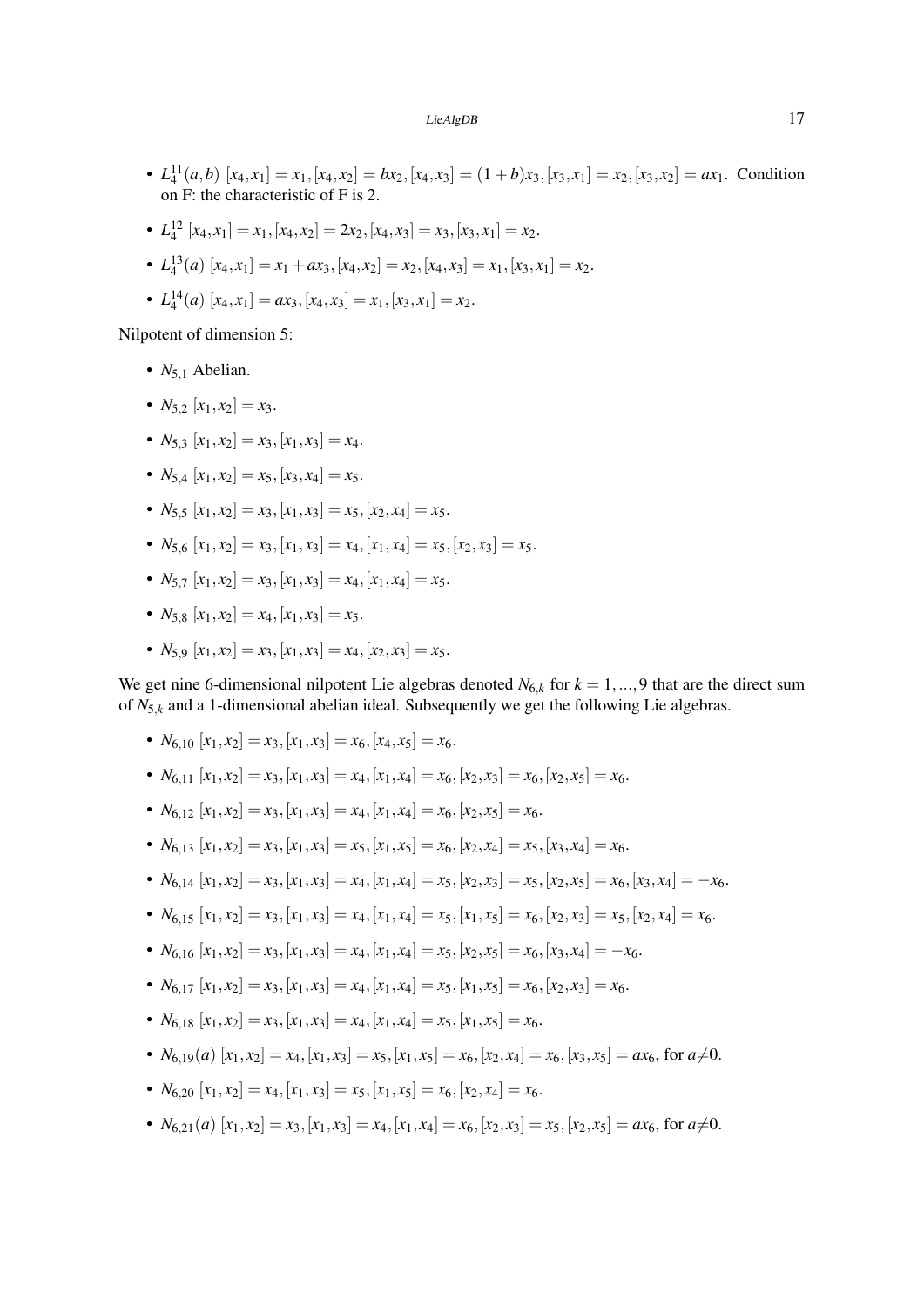- $L_4^{11}(a,b)$ $[x_4,x_1]=x_1,[x_4,x_2]=bx_2,[x_4,x_3]=(1+b)x_3,[x_3,x_1]=x_2,[x_3,x_2]=ax_1$. Condition on F: the characteristic of F is 2.
- $L_4^{12}$ $[x_4,x_1]=x_1,[x_4,x_2]=2x_2,[x_4,x_3]=x_3,[x_3,x_1]=x_2$.
- $L_4^{13}(a)$ $[x_4,x_1]=x_1+ax_3,[x_4,x_2]=x_2,[x_4,x_3]=x_1,[x_3,x_1]=x_2$.
- $L_4^{14}(a)$ $[x_4,x_1]=ax_3,[x_4,x_3]=x_1,[x_3,x_1]=x_2$.

Nilpotent of dimension 5:

- $N_{5,1}$ Abelian.
- $N_{5,2}$ $[x_1,x_2]=x_3$.
- $N_{5,3}$ $[x_1,x_2]=x_3,[x_1,x_3]=x_4$.
- $N_{5,4}$ $[x_1,x_2]=x_5,[x_3,x_4]=x_5$.
- $N_{5,5}$ $[x_1,x_2]=x_3,[x_1,x_3]=x_5,[x_2,x_4]=x_5$.
- $N_{5,6}$ $[x_1,x_2]=x_3,[x_1,x_3]=x_4,[x_1,x_4]=x_5,[x_2,x_3]=x_5$.
- $N_{5,7}$ $[x_1,x_2]=x_3,[x_1,x_3]=x_4,[x_1,x_4]=x_5$.
- $N_{5,8}$ $[x_1,x_2]=x_4,[x_1,x_3]=x_5$.
- $N_{5,9}$ $[x_1,x_2]=x_3,[x_1,x_3]=x_4,[x_2,x_3]=x_5$.

We get nine 6-dimensional nilpotent Lie algebras denoted $N_{6,k}$ for $k=1,\dots,9$ that are the direct sum of $N_{5,k}$ and a 1-dimensional abelian ideal. Subsequently we get the following Lie algebras.

- $N_{6,10}$ $[x_1,x_2]=x_3,[x_1,x_3]=x_6,[x_4,x_5]=x_6$.
- $N_{6,11}$ $[x_1,x_2]=x_3,[x_1,x_3]=x_4,[x_1,x_4]=x_6,[x_2,x_3]=x_6,[x_2,x_5]=x_6$.
- $N_{6,12}$ $[x_1,x_2]=x_3,[x_1,x_3]=x_4,[x_1,x_4]=x_6,[x_2,x_5]=x_6$.
- $N_{6,13}$ $[x_1,x_2]=x_3,[x_1,x_3]=x_5,[x_1,x_5]=x_6,[x_2,x_4]=x_5,[x_3,x_4]=x_6$.
- $N_{6,14}$ $[x_1,x_2]=x_3,[x_1,x_3]=x_4,[x_1,x_4]=x_5,[x_2,x_3]=x_5,[x_2,x_5]=x_6,[x_3,x_4]=-x_6$.
- $N_{6,15}$ $[x_1,x_2]=x_3,[x_1,x_3]=x_4,[x_1,x_4]=x_5,[x_1,x_5]=x_6,[x_2,x_3]=x_5,[x_2,x_4]=x_6$.
- $N_{6,16}$ $[x_1,x_2]=x_3,[x_1,x_3]=x_4,[x_1,x_4]=x_5,[x_2,x_5]=x_6,[x_3,x_4]=-x_6$.
- $N_{6,17}$ $[x_1,x_2]=x_3,[x_1,x_3]=x_4,[x_1,x_4]=x_5,[x_1,x_5]=x_6,[x_2,x_3]=x_6$.
- $N_{6,18}$ $[x_1,x_2]=x_3,[x_1,x_3]=x_4,[x_1,x_4]=x_5,[x_1,x_5]=x_6$.
- $N_{6,19}(a)$ $[x_1,x_2]=x_4,[x_1,x_3]=x_5,[x_1,x_5]=x_6,[x_2,x_4]=x_6,[x_3,x_5]=ax_6$, for $a\neq 0$.
- $N_{6,20}$ $[x_1,x_2]=x_4,[x_1,x_3]=x_5,[x_1,x_5]=x_6,[x_2,x_4]=x_6$.
- $N_{6,21}(a)$ $[x_1,x_2]=x_3,[x_1,x_3]=x_4,[x_1,x_4]=x_6,[x_2,x_3]=x_5,[x_2,x_5]=ax_6$, for $a\neq 0$.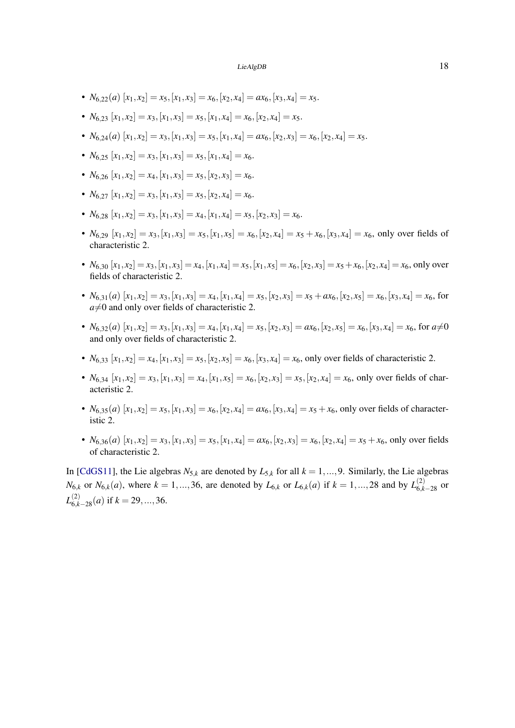- $N_{6,22}(a)$ $[x_1,x_2]=x_5,[x_1,x_3]=x_6,[x_2,x_4]=ax_6,[x_3,x_4]=x_5$.
- $N_{6,23}$ $[x_1,x_2]=x_3,[x_1,x_3]=x_5,[x_1,x_4]=x_6,[x_2,x_4]=x_5$.
- $N_{6,24}(a)$ $[x_1,x_2]=x_3,[x_1,x_3]=x_5,[x_1,x_4]=ax_6,[x_2,x_3]=x_6,[x_2,x_4]=x_5$.
- $N_{6,25}$ $[x_1,x_2]=x_3,[x_1,x_3]=x_5,[x_1,x_4]=x_6$.
- $N_{6,26}$ $[x_1,x_2]=x_4,[x_1,x_3]=x_5,[x_2,x_3]=x_6$.
- $N_{6,27}$ $[x_1,x_2]=x_3,[x_1,x_3]=x_5,[x_2,x_4]=x_6$.
- $N_{6,28}$ $[x_1,x_2]=x_3,[x_1,x_3]=x_4,[x_1,x_4]=x_5,[x_2,x_3]=x_6$.
- $N_{6,29}$ $[x_1,x_2]=x_3,[x_1,x_3]=x_5,[x_1,x_5]=x_6,[x_2,x_4]=x_5+x_6,[x_3,x_4]=x_6$, only over fields of characteristic 2.
- $N_{6,30}$ $[x_1,x_2]=x_3,[x_1,x_3]=x_4,[x_1,x_4]=x_5,[x_1,x_5]=x_6,[x_2,x_3]=x_5+x_6,[x_2,x_4]=x_6$, only over fields of characteristic 2.
- $N_{6,31}(a)$ $[x_1,x_2]=x_3,[x_1,x_3]=x_4,[x_1,x_4]=x_5,[x_2,x_3]=x_5+ax_6,[x_2,x_5]=x_6,[x_3,x_4]=x_6$, for $a\neq 0$ and only over fields of characteristic 2.
- $N_{6,32}(a)$ $[x_1,x_2]=x_3,[x_1,x_3]=x_4,[x_1,x_4]=x_5,[x_2,x_3]=ax_6,[x_2,x_5]=x_6,[x_3,x_4]=x_6$, for $a\neq 0$ and only over fields of characteristic 2.
- $N_{6,33}$ $[x_1,x_2]=x_4,[x_1,x_3]=x_5,[x_2,x_5]=x_6,[x_3,x_4]=x_6$, only over fields of characteristic 2.
- $N_{6,34}$ $[x_1,x_2]=x_3,[x_1,x_3]=x_4,[x_1,x_5]=x_6,[x_2,x_3]=x_5,[x_2,x_4]=x_6$, only over fields of characteristic 2.
- $N_{6,35}(a)$ $[x_1,x_2]=x_5,[x_1,x_3]=x_6,[x_2,x_4]=ax_6,[x_3,x_4]=x_5+x_6$, only over fields of characteristic 2.
- $N_{6,36}(a)$ $[x_1,x_2]=x_3,[x_1,x_3]=x_5,[x_1,x_4]=ax_6,[x_2,x_3]=x_6,[x_2,x_4]=x_5+x_6$, only over fields of characteristic 2.

In [CdGS11], the Lie algebras $N_{5,k}$ are denoted by $L_{5,k}$ for all $k=1,\ldots,9$. Similarly, the Lie algebras $N_{6,k}$ or $N_{6,k}(a)$, where $k=1,\ldots,36$, are denoted by $L_{6,k}$ or $L_{6,k}(a)$ if $k=1,\ldots,28$ and by $L^{(2)}_{6,k-28}$ or $L^{(2)}_{6,k-28}(a)$ if $k=29,\ldots,36$.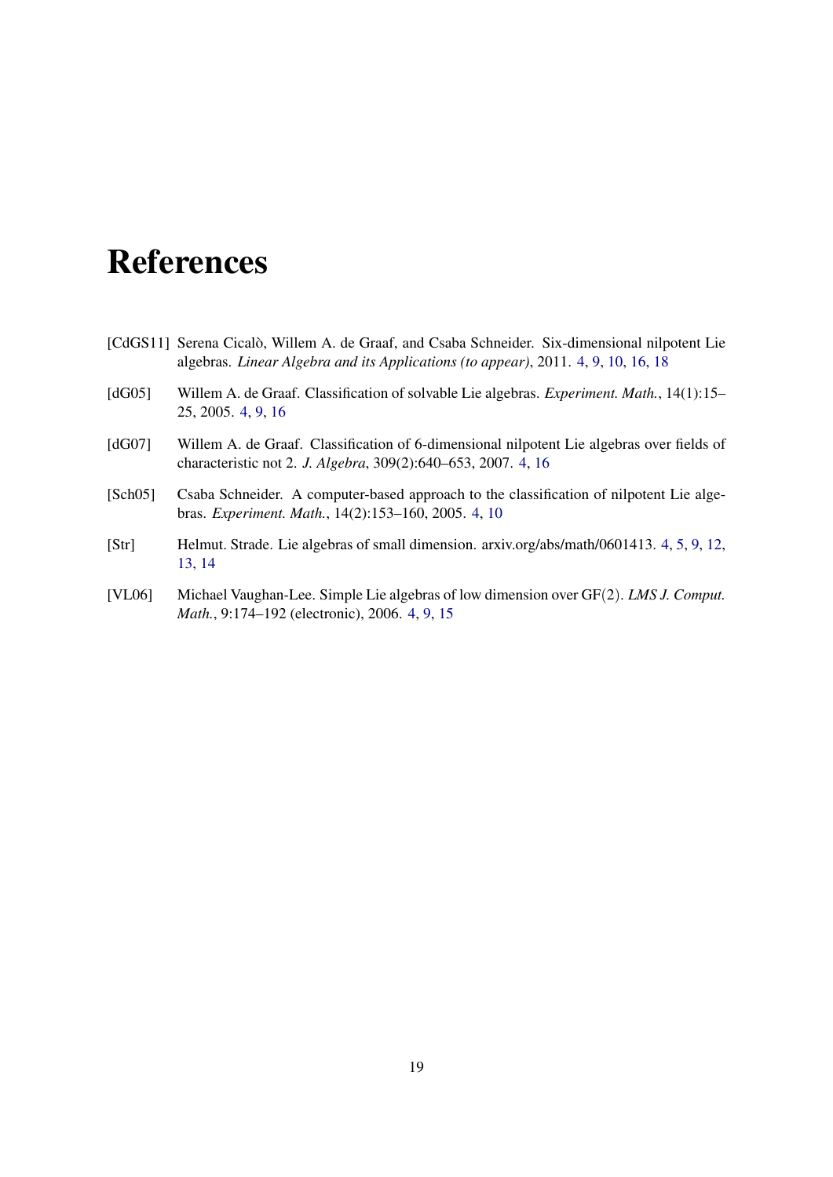# References

[CdGS11] Serena Cicalò, Willem A. de Graaf, and Csaba Schneider. Six-dimensional nilpotent Lie algebras. *Linear Algebra and its Applications (to appear)*, 2011. 4, 9, 10, 16, 18

[dG05] Willem A. de Graaf. Classification of solvable Lie algebras. *Experiment. Math.*, 14(1):15–25, 2005. 4, 9, 16

[dG07] Willem A. de Graaf. Classification of 6-dimensional nilpotent Lie algebras over fields of characteristic not 2. *J. Algebra*, 309(2):640–653, 2007. 4, 16

[Sch05] Csaba Schneider. A computer-based approach to the classification of nilpotent Lie algebras. *Experiment. Math.*, 14(2):153–160, 2005. 4, 10

[Str] Helmut. Strade. Lie algebras of small dimension. arxiv.org/abs/math/0601413. 4, 5, 9, 12, 13, 14

[VL06] Michael Vaughan-Lee. Simple Lie algebras of low dimension over GF$(2)$. *LMS J. Comput. Math.*, 9:174–192 (electronic), 2006. 4, 9, 15